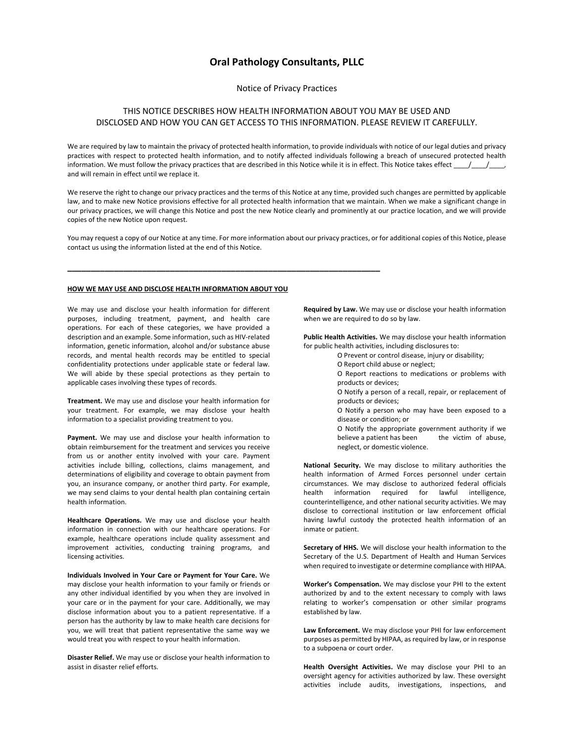# Oral Pathology Consultants, PLLC

Notice of Privacy Practices

THIS NOTICE DESCRIBES HOW HEALTH INFORMATION ABOUT YOU MAY BE USED AND DISCLOSED AND HOW YOU CAN GET ACCESS TO THIS INFORMATION. PLEASE REVIEW IT CAREFULLY.

We are required by law to maintain the privacy of protected health information, to provide individuals with notice of our legal duties and privacy practices with respect to protected health information, and to notify affected individuals following a breach of unsecured protected health information. We must follow the privacy practices that are described in this Notice while it is in effect. This Notice takes effect ____/____/____, and will remain in effect until we replace it.

We reserve the right to change our privacy practices and the terms of this Notice at any time, provided such changes are permitted by applicable law, and to make new Notice provisions effective for all protected health information that we maintain. When we make a significant change in our privacy practices, we will change this Notice and post the new Notice clearly and prominently at our practice location, and we will provide copies of the new Notice upon request.

You may request a copy of our Notice at any time. For more information about our privacy practices, or for additional copies of this Notice, please contact us using the information listed at the end of this Notice.

---

**HOW WE MAY USE AND DISCLOSE HEALTH INFORMATION ABOUT YOU**

We may use and disclose your health information for different purposes, including treatment, payment, and health care operations. For each of these categories, we have provided a description and an example. Some information, such as HIV-related information, genetic information, alcohol and/or substance abuse records, and mental health records may be entitled to special confidentiality protections under applicable state or federal law. We will abide by these special protections as they pertain to applicable cases involving these types of records.

**Treatment.** We may use and disclose your health information for your treatment. For example, we may disclose your health information to a specialist providing treatment to you.

**Payment.** We may use and disclose your health information to obtain reimbursement for the treatment and services you receive from us or another entity involved with your care. Payment activities include billing, collections, claims management, and determinations of eligibility and coverage to obtain payment from you, an insurance company, or another third party. For example, we may send claims to your dental health plan containing certain health information.

**Healthcare Operations.** We may use and disclose your health information in connection with our healthcare operations. For example, healthcare operations include quality assessment and improvement activities, conducting training programs, and licensing activities.

**Individuals Involved in Your Care or Payment for Your Care.** We may disclose your health information to your family or friends or any other individual identified by you when they are involved in your care or in the payment for your care. Additionally, we may disclose information about you to a patient representative. If a person has the authority by law to make health care decisions for you, we will treat that patient representative the same way we would treat you with respect to your health information.

**Disaster Relief.** We may use or disclose your health information to assist in disaster relief efforts.

**Required by Law.** We may use or disclose your health information when we are required to do so by law.

**Public Health Activities.** We may disclose your health information for public health activities, including disclosures to:

- Prevent or control disease, injury or disability;
- Report child abuse or neglect;
- Report reactions to medications or problems with products or devices;
- Notify a person of a recall, repair, or replacement of products or devices;
- Notify a person who may have been exposed to a disease or condition; or
- Notify the appropriate government authority if we believe a patient has been the victim of abuse, neglect, or domestic violence.

**National Security.** We may disclose to military authorities the health information of Armed Forces personnel under certain circumstances. We may disclose to authorized federal officials health information required for lawful intelligence, counterintelligence, and other national security activities. We may disclose to correctional institution or law enforcement official having lawful custody the protected health information of an inmate or patient.

**Secretary of HHS.** We will disclose your health information to the Secretary of the U.S. Department of Health and Human Services when required to investigate or determine compliance with HIPAA.

**Worker's Compensation.** We may disclose your PHI to the extent authorized by and to the extent necessary to comply with laws relating to worker's compensation or other similar programs established by law.

**Law Enforcement.** We may disclose your PHI for law enforcement purposes as permitted by HIPAA, as required by law, or in response to a subpoena or court order.

**Health Oversight Activities.** We may disclose your PHI to an oversight agency for activities authorized by law. These oversight activities include audits, investigations, inspections, and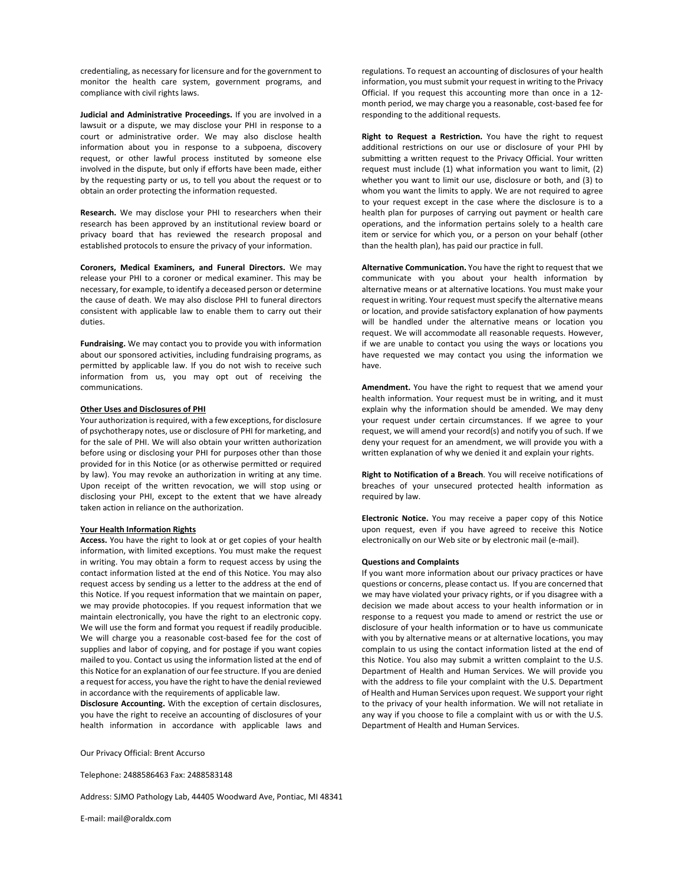credentialing, as necessary for licensure and for the government to monitor the health care system, government programs, and compliance with civil rights laws.

**Judicial and Administrative Proceedings.** If you are involved in a lawsuit or a dispute, we may disclose your PHI in response to a court or administrative order. We may also disclose health information about you in response to a subpoena, discovery request, or other lawful process instituted by someone else involved in the dispute, but only if efforts have been made, either by the requesting party or us, to tell you about the request or to obtain an order protecting the information requested.

**Research.** We may disclose your PHI to researchers when their research has been approved by an institutional review board or privacy board that has reviewed the research proposal and established protocols to ensure the privacy of your information.

**Coroners, Medical Examiners, and Funeral Directors.** We may release your PHI to a coroner or medical examiner. This may be necessary, for example, to identify a deceased person or determine the cause of death. We may also disclose PHI to funeral directors consistent with applicable law to enable them to carry out their duties.

**Fundraising.** We may contact you to provide you with information about our sponsored activities, including fundraising programs, as permitted by applicable law. If you do not wish to receive such information from us, you may opt out of receiving the communications.

**Other Uses and Disclosures of PHI**

Your authorization is required, with a few exceptions, for disclosure of psychotherapy notes, use or disclosure of PHI for marketing, and for the sale of PHI. We will also obtain your written authorization before using or disclosing your PHI for purposes other than those provided for in this Notice (or as otherwise permitted or required by law). You may revoke an authorization in writing at any time. Upon receipt of the written revocation, we will stop using or disclosing your PHI, except to the extent that we have already taken action in reliance on the authorization.

**Your Health Information Rights**

**Access.** You have the right to look at or get copies of your health information, with limited exceptions. You must make the request in writing. You may obtain a form to request access by using the contact information listed at the end of this Notice. You may also request access by sending us a letter to the address at the end of this Notice. If you request information that we maintain on paper, we may provide photocopies. If you request information that we maintain electronically, you have the right to an electronic copy. We will use the form and format you request if readily producible. We will charge you a reasonable cost-based fee for the cost of supplies and labor of copying, and for postage if you want copies mailed to you. Contact us using the information listed at the end of this Notice for an explanation of our fee structure. If you are denied a request for access, you have the right to have the denial reviewed in accordance with the requirements of applicable law.

**Disclosure Accounting.** With the exception of certain disclosures, you have the right to receive an accounting of disclosures of your health information in accordance with applicable laws and regulations. To request an accounting of disclosures of your health information, you must submit your request in writing to the Privacy Official. If you request this accounting more than once in a 12-month period, we may charge you a reasonable, cost-based fee for responding to the additional requests.

**Right to Request a Restriction.** You have the right to request additional restrictions on our use or disclosure of your PHI by submitting a written request to the Privacy Official. Your written request must include (1) what information you want to limit, (2) whether you want to limit our use, disclosure or both, and (3) to whom you want the limits to apply. We are not required to agree to your request except in the case where the disclosure is to a health plan for purposes of carrying out payment or health care operations, and the information pertains solely to a health care item or service for which you, or a person on your behalf (other than the health plan), has paid our practice in full.

**Alternative Communication.** You have the right to request that we communicate with you about your health information by alternative means or at alternative locations. You must make your request in writing. Your request must specify the alternative means or location, and provide satisfactory explanation of how payments will be handled under the alternative means or location you request. We will accommodate all reasonable requests. However, if we are unable to contact you using the ways or locations you have requested we may contact you using the information we have.

**Amendment.** You have the right to request that we amend your health information. Your request must be in writing, and it must explain why the information should be amended. We may deny your request under certain circumstances. If we agree to your request, we will amend your record(s) and notify you of such. If we deny your request for an amendment, we will provide you with a written explanation of why we denied it and explain your rights.

**Right to Notification of a Breach**. You will receive notifications of breaches of your unsecured protected health information as required by law.

**Electronic Notice.** You may receive a paper copy of this Notice upon request, even if you have agreed to receive this Notice electronically on our Web site or by electronic mail (e-mail).

**Questions and Complaints**

If you want more information about our privacy practices or have questions or concerns, please contact us. If you are concerned that we may have violated your privacy rights, or if you disagree with a decision we made about access to your health information or in response to a request you made to amend or restrict the use or disclosure of your health information or to have us communicate with you by alternative means or at alternative locations, you may complain to us using the contact information listed at the end of this Notice. You also may submit a written complaint to the U.S. Department of Health and Human Services. We will provide you with the address to file your complaint with the U.S. Department of Health and Human Services upon request. We support your right to the privacy of your health information. We will not retaliate in any way if you choose to file a complaint with us or with the U.S. Department of Health and Human Services.

Our Privacy Official: Brent Accurso

Telephone: 2488586463 Fax: 2488583148

Address: SJMO Pathology Lab, 44405 Woodward Ave, Pontiac, MI 48341

E-mail: mail@oraldx.com